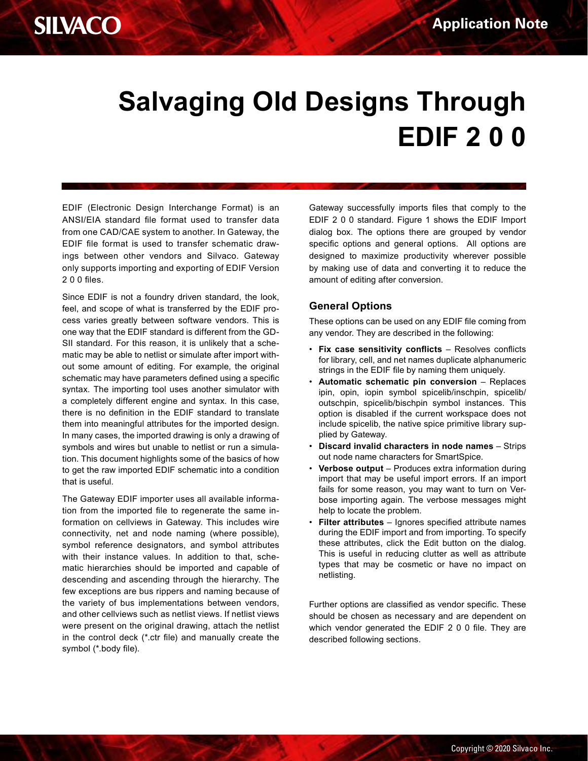# Salvaging Old Designs Through EDIF 2 0 0

EDIF (Electronic Design Interchange Format) is an ANSI/EIA standard file format used to transfer data from one CAD/CAE system to another. In Gateway, the EDIF file format is used to transfer schematic drawings between other vendors and Silvaco. Gateway only supports importing and exporting of EDIF Version 2 0 0 files.

Since EDIF is not a foundry driven standard, the look, feel, and scope of what is transferred by the EDIF process varies greatly between software vendors. This is one way that the EDIF standard is different from the GDSII standard. For this reason, it is unlikely that a schematic may be able to netlist or simulate after import without some amount of editing. For example, the original schematic may have parameters defined using a specific syntax. The importing tool uses another simulator with a completely different engine and syntax. In this case, there is no definition in the EDIF standard to translate them into meaningful attributes for the imported design. In many cases, the imported drawing is only a drawing of symbols and wires but unable to netlist or run a simulation. This document highlights some of the basics of how to get the raw imported EDIF schematic into a condition that is useful.

The Gateway EDIF importer uses all available information from the imported file to regenerate the same information on cellviews in Gateway. This includes wire connectivity, net and node naming (where possible), symbol reference designators, and symbol attributes with their instance values. In addition to that, schematic hierarchies should be imported and capable of descending and ascending through the hierarchy. The few exceptions are bus rippers and naming because of the variety of bus implementations between vendors, and other cellviews such as netlist views. If netlist views were present on the original drawing, attach the netlist in the control deck (*.ctr file) and manually create the symbol (*.body file).

Gateway successfully imports files that comply to the EDIF 2 0 0 standard. Figure 1 shows the EDIF Import dialog box. The options there are grouped by vendor specific options and general options. All options are designed to maximize productivity wherever possible by making use of data and converting it to reduce the amount of editing after conversion.

## General Options

These options can be used on any EDIF file coming from any vendor. They are described in the following:

- **Fix case sensitivity conflicts** – Resolves conflicts for library, cell, and net names duplicate alphanumeric strings in the EDIF file by naming them uniquely.
- **Automatic schematic pin conversion** – Replaces ipin, opin, iopin symbol spicelib/inschpin, spicelib/outschpin, spicelib/bischpin symbol instances. This option is disabled if the current workspace does not include spicelib, the native spice primitive library supplied by Gateway.
- **Discard invalid characters in node names** – Strips out node name characters for SmartSpice.
- **Verbose output** – Produces extra information during import that may be useful import errors. If an import fails for some reason, you may want to turn on Verbose importing again. The verbose messages might help to locate the problem.
- **Filter attributes** – Ignores specified attribute names during the EDIF import and from importing. To specify these attributes, click the Edit button on the dialog. This is useful in reducing clutter as well as attribute types that may be cosmetic or have no impact on netlisting.

Further options are classified as vendor specific. These should be chosen as necessary and are dependent on which vendor generated the EDIF 2 0 0 file. They are described following sections.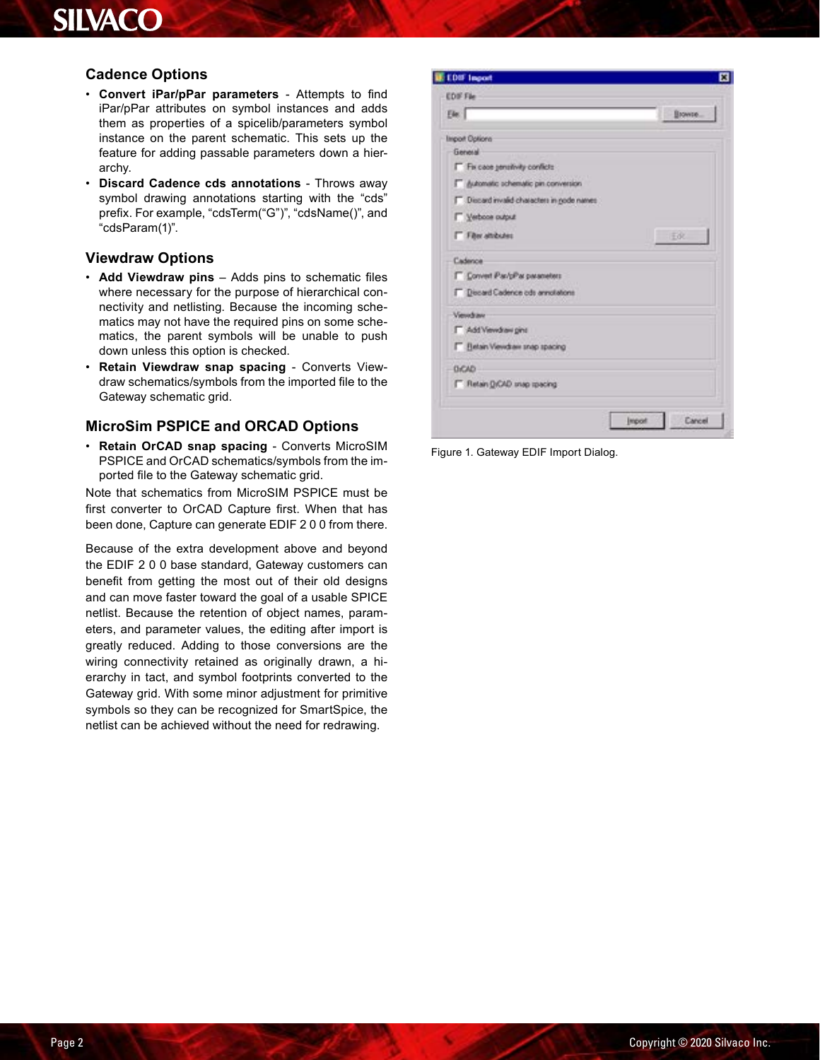## Cadence Options

- **Convert iPar/pPar parameters** - Attempts to find iPar/pPar attributes on symbol instances and adds them as properties of a spicelib/parameters symbol instance on the parent schematic. This sets up the feature for adding passable parameters down a hierarchy.
- **Discard Cadence cds annotations** - Throws away symbol drawing annotations starting with the "cds" prefix. For example, "cdsTerm("G")", "cdsName()", and "cdsParam(1)".

## Viewdraw Options

- **Add Viewdraw pins** – Adds pins to schematic files where necessary for the purpose of hierarchical connectivity and netlisting. Because the incoming schematics may not have the required pins on some schematics, the parent symbols will be unable to push down unless this option is checked.
- **Retain Viewdraw snap spacing** - Converts Viewdraw schematics/symbols from the imported file to the Gateway schematic grid.

## MicroSim PSPICE and ORCAD Options

- **Retain OrCAD snap spacing** - Converts MicroSIM PSPICE and OrCAD schematics/symbols from the imported file to the Gateway schematic grid.

Note that schematics from MicroSIM PSPICE must be first converter to OrCAD Capture first. When that has been done, Capture can generate EDIF 2 0 0 from there.

Because of the extra development above and beyond the EDIF 2 0 0 base standard, Gateway customers can benefit from getting the most out of their old designs and can move faster toward the goal of a usable SPICE netlist. Because the retention of object names, parameters, and parameter values, the editing after import is greatly reduced. Adding to those conversions are the wiring connectivity retained as originally drawn, a hierarchy in tact, and symbol footprints converted to the Gateway grid. With some minor adjustment for primitive symbols so they can be recognized for SmartSpice, the netlist can be achieved without the need for redrawing.

Figure 1. Gateway EDIF Import Dialog.